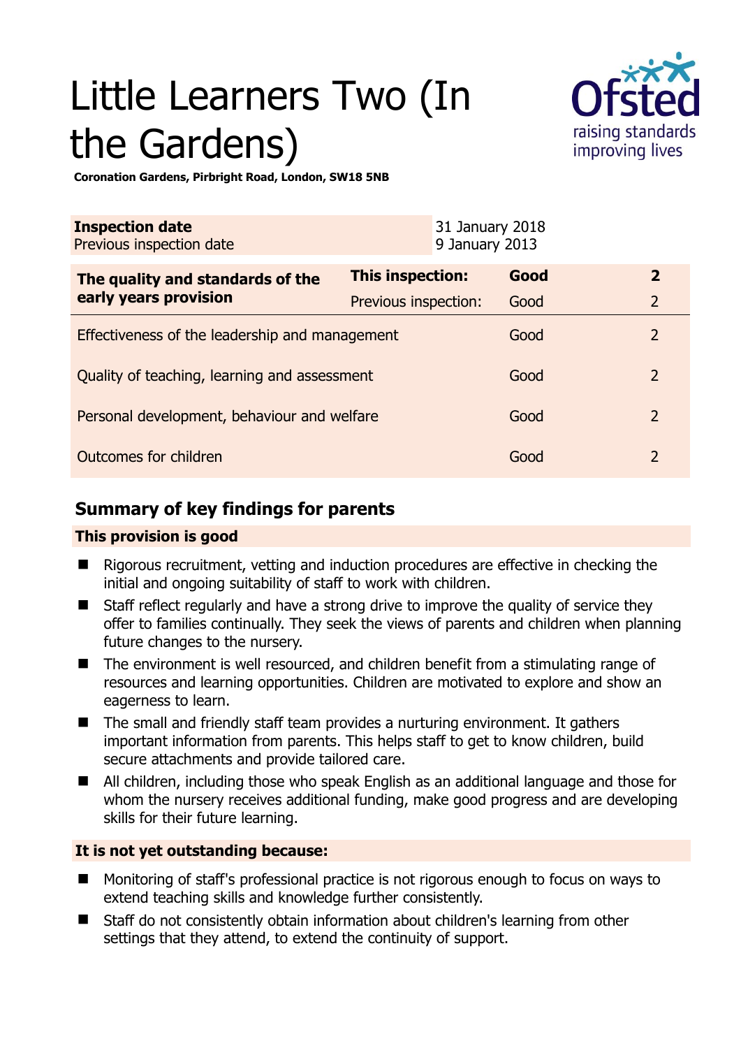# Little Learners Two (In the Gardens)

**Coronation Gardens, Pirbright Road, London, SW18 5NB**

| **Inspection date** | 31 January 2018 |
|---|---|
| Previous inspection date | 9 January 2013 |

| **The quality and standards of the early years provision** | **This inspection:** | **Good** | **2** |
|---|---|---|---|
| | Previous inspection: | Good | 2 |
| Effectiveness of the leadership and management | | Good | 2 |
| Quality of teaching, learning and assessment | | Good | 2 |
| Personal development, behaviour and welfare | | Good | 2 |
| Outcomes for children | | Good | 2 |

## Summary of key findings for parents

**This provision is good**

- Rigorous recruitment, vetting and induction procedures are effective in checking the initial and ongoing suitability of staff to work with children.
- Staff reflect regularly and have a strong drive to improve the quality of service they offer to families continually. They seek the views of parents and children when planning future changes to the nursery.
- The environment is well resourced, and children benefit from a stimulating range of resources and learning opportunities. Children are motivated to explore and show an eagerness to learn.
- The small and friendly staff team provides a nurturing environment. It gathers important information from parents. This helps staff to get to know children, build secure attachments and provide tailored care.
- All children, including those who speak English as an additional language and those for whom the nursery receives additional funding, make good progress and are developing skills for their future learning.

**It is not yet outstanding because:**

- Monitoring of staff's professional practice is not rigorous enough to focus on ways to extend teaching skills and knowledge further consistently.
- Staff do not consistently obtain information about children's learning from other settings that they attend, to extend the continuity of support.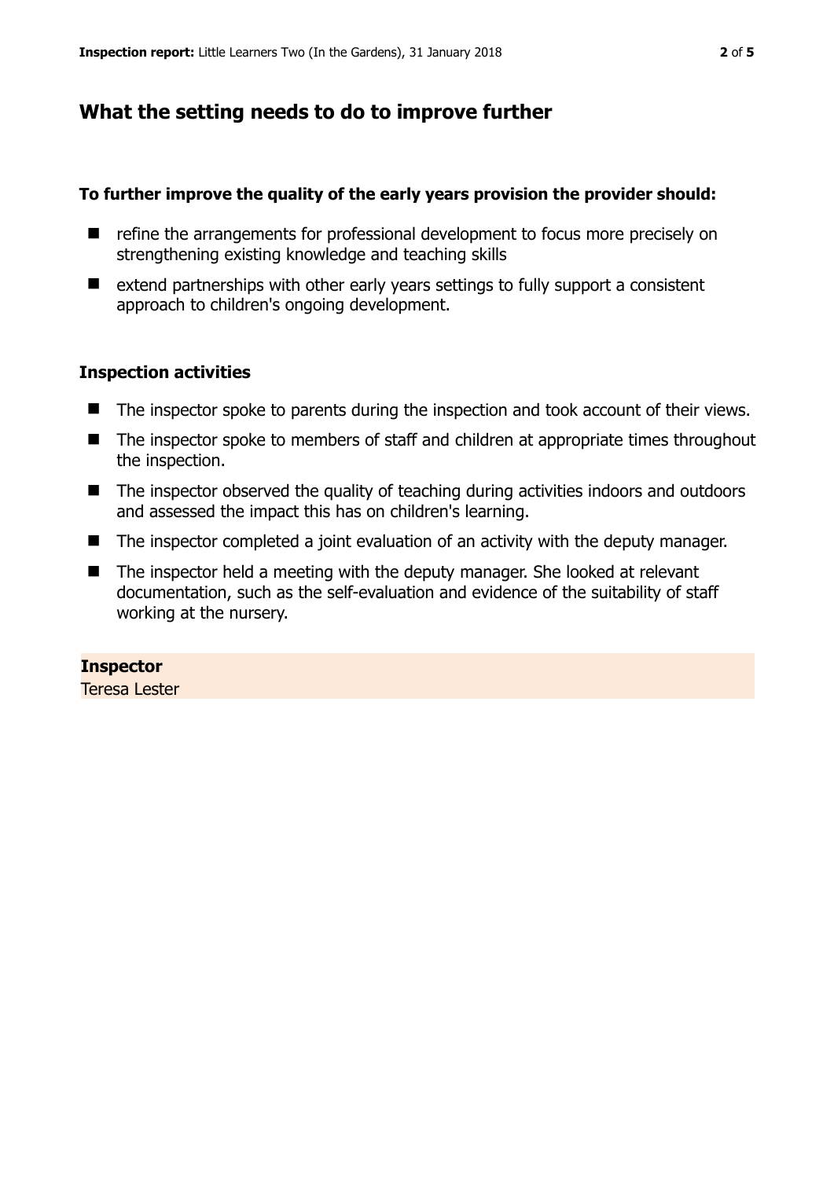## What the setting needs to do to improve further

**To further improve the quality of the early years provision the provider should:**

- refine the arrangements for professional development to focus more precisely on strengthening existing knowledge and teaching skills
- extend partnerships with other early years settings to fully support a consistent approach to children's ongoing development.

### Inspection activities

- The inspector spoke to parents during the inspection and took account of their views.
- The inspector spoke to members of staff and children at appropriate times throughout the inspection.
- The inspector observed the quality of teaching during activities indoors and outdoors and assessed the impact this has on children's learning.
- The inspector completed a joint evaluation of an activity with the deputy manager.
- The inspector held a meeting with the deputy manager. She looked at relevant documentation, such as the self-evaluation and evidence of the suitability of staff working at the nursery.

**Inspector**
Teresa Lester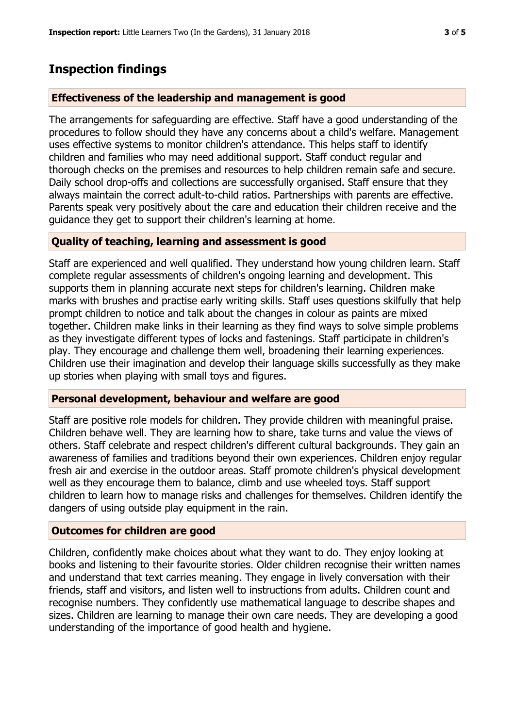## Inspection findings

### Effectiveness of the leadership and management is good

The arrangements for safeguarding are effective. Staff have a good understanding of the procedures to follow should they have any concerns about a child's welfare. Management uses effective systems to monitor children's attendance. This helps staff to identify children and families who may need additional support. Staff conduct regular and thorough checks on the premises and resources to help children remain safe and secure. Daily school drop-offs and collections are successfully organised. Staff ensure that they always maintain the correct adult-to-child ratios. Partnerships with parents are effective. Parents speak very positively about the care and education their children receive and the guidance they get to support their children's learning at home.

### Quality of teaching, learning and assessment is good

Staff are experienced and well qualified. They understand how young children learn. Staff complete regular assessments of children's ongoing learning and development. This supports them in planning accurate next steps for children's learning. Children make marks with brushes and practise early writing skills. Staff uses questions skilfully that help prompt children to notice and talk about the changes in colour as paints are mixed together. Children make links in their learning as they find ways to solve simple problems as they investigate different types of locks and fastenings. Staff participate in children's play. They encourage and challenge them well, broadening their learning experiences. Children use their imagination and develop their language skills successfully as they make up stories when playing with small toys and figures.

### Personal development, behaviour and welfare are good

Staff are positive role models for children. They provide children with meaningful praise. Children behave well. They are learning how to share, take turns and value the views of others. Staff celebrate and respect children's different cultural backgrounds. They gain an awareness of families and traditions beyond their own experiences. Children enjoy regular fresh air and exercise in the outdoor areas. Staff promote children's physical development well as they encourage them to balance, climb and use wheeled toys. Staff support children to learn how to manage risks and challenges for themselves. Children identify the dangers of using outside play equipment in the rain.

### Outcomes for children are good

Children, confidently make choices about what they want to do. They enjoy looking at books and listening to their favourite stories. Older children recognise their written names and understand that text carries meaning. They engage in lively conversation with their friends, staff and visitors, and listen well to instructions from adults. Children count and recognise numbers. They confidently use mathematical language to describe shapes and sizes. Children are learning to manage their own care needs. They are developing a good understanding of the importance of good health and hygiene.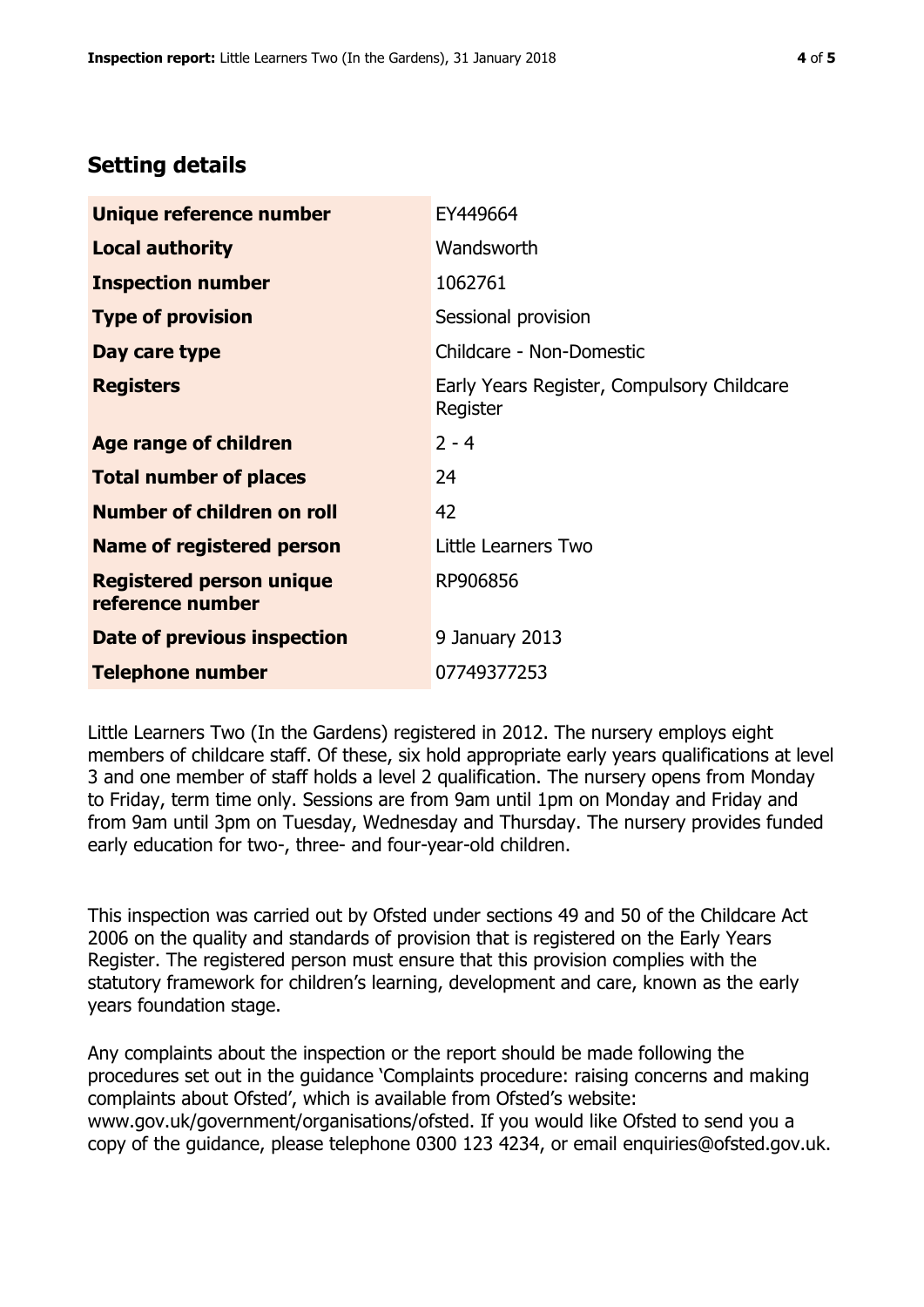## Setting details

| | |
|---|---|
| **Unique reference number** | EY449664 |
| **Local authority** | Wandsworth |
| **Inspection number** | 1062761 |
| **Type of provision** | Sessional provision |
| **Day care type** | Childcare - Non-Domestic |
| **Registers** | Early Years Register, Compulsory Childcare Register |
| **Age range of children** | 2 - 4 |
| **Total number of places** | 24 |
| **Number of children on roll** | 42 |
| **Name of registered person** | Little Learners Two |
| **Registered person unique reference number** | RP906856 |
| **Date of previous inspection** | 9 January 2013 |
| **Telephone number** | 07749377253 |

Little Learners Two (In the Gardens) registered in 2012. The nursery employs eight members of childcare staff. Of these, six hold appropriate early years qualifications at level 3 and one member of staff holds a level 2 qualification. The nursery opens from Monday to Friday, term time only. Sessions are from 9am until 1pm on Monday and Friday and from 9am until 3pm on Tuesday, Wednesday and Thursday. The nursery provides funded early education for two-, three- and four-year-old children.

This inspection was carried out by Ofsted under sections 49 and 50 of the Childcare Act 2006 on the quality and standards of provision that is registered on the Early Years Register. The registered person must ensure that this provision complies with the statutory framework for children's learning, development and care, known as the early years foundation stage.

Any complaints about the inspection or the report should be made following the procedures set out in the guidance 'Complaints procedure: raising concerns and making complaints about Ofsted', which is available from Ofsted's website: www.gov.uk/government/organisations/ofsted. If you would like Ofsted to send you a copy of the guidance, please telephone 0300 123 4234, or email enquiries@ofsted.gov.uk.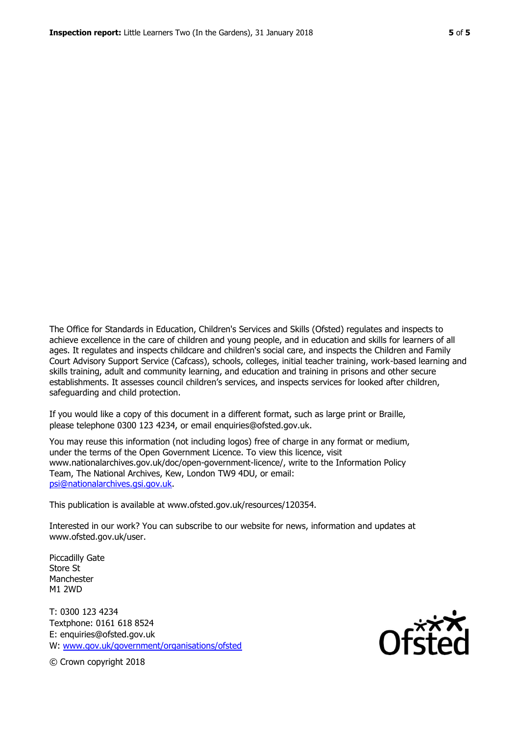The Office for Standards in Education, Children's Services and Skills (Ofsted) regulates and inspects to achieve excellence in the care of children and young people, and in education and skills for learners of all ages. It regulates and inspects childcare and children's social care, and inspects the Children and Family Court Advisory Support Service (Cafcass), schools, colleges, initial teacher training, work-based learning and skills training, adult and community learning, and education and training in prisons and other secure establishments. It assesses council children's services, and inspects services for looked after children, safeguarding and child protection.

If you would like a copy of this document in a different format, such as large print or Braille, please telephone 0300 123 4234, or email enquiries@ofsted.gov.uk.

You may reuse this information (not including logos) free of charge in any format or medium, under the terms of the Open Government Licence. To view this licence, visit www.nationalarchives.gov.uk/doc/open-government-licence/, write to the Information Policy Team, The National Archives, Kew, London TW9 4DU, or email: psi@nationalarchives.gsi.gov.uk.

This publication is available at www.ofsted.gov.uk/resources/120354.

Interested in our work? You can subscribe to our website for news, information and updates at www.ofsted.gov.uk/user.

Piccadilly Gate  
Store St  
Manchester  
M1 2WD

T: 0300 123 4234  
Textphone: 0161 618 8524  
E: enquiries@ofsted.gov.uk  
W: www.gov.uk/government/organisations/ofsted

© Crown copyright 2018